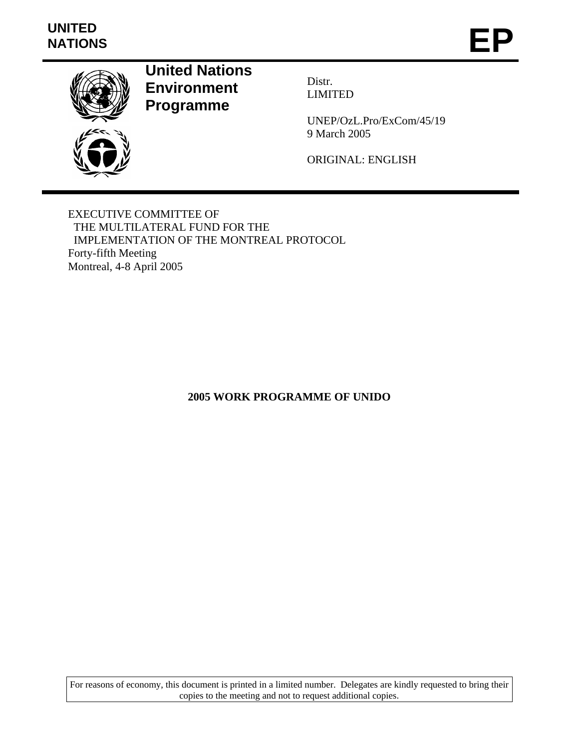UNITED NATIONS

# EP

**United Nations Environment Programme**

Distr.
LIMITED

UNEP/OzL.Pro/ExCom/45/19
9 March 2005

ORIGINAL: ENGLISH

EXECUTIVE COMMITTEE OF
THE MULTILATERAL FUND FOR THE
IMPLEMENTATION OF THE MONTREAL PROTOCOL
Forty-fifth Meeting
Montreal, 4-8 April 2005

## 2005 WORK PROGRAMME OF UNIDO

For reasons of economy, this document is printed in a limited number. Delegates are kindly requested to bring their copies to the meeting and not to request additional copies.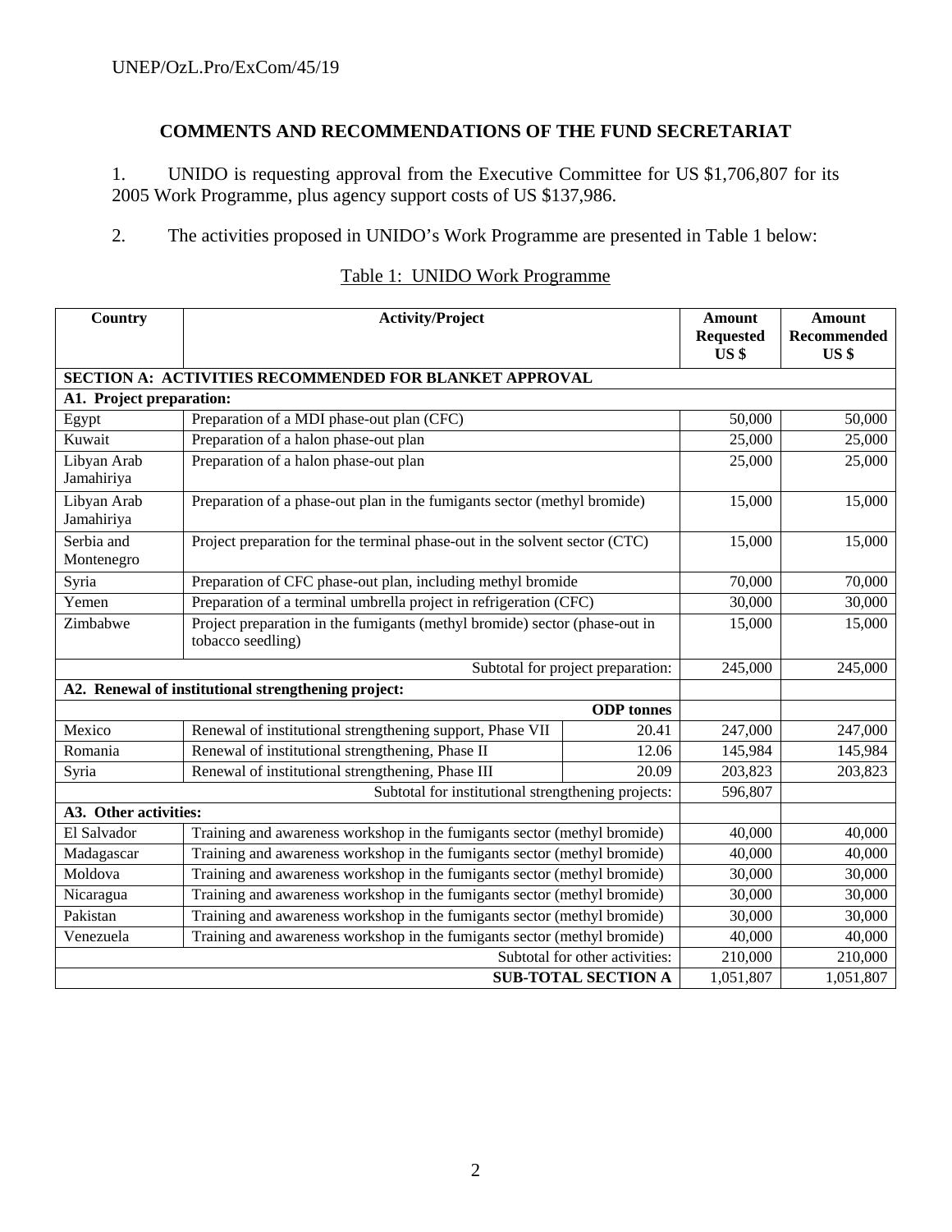## COMMENTS AND RECOMMENDATIONS OF THE FUND SECRETARIAT

1. UNIDO is requesting approval from the Executive Committee for US $1,706,807 for its 2005 Work Programme, plus agency support costs of US $137,986.

2. The activities proposed in UNIDO's Work Programme are presented in Table 1 below:

Table 1: UNIDO Work Programme

| Country | Activity/Project | | Amount Requested US $ | Amount Recommended US $ |
|---|---|---|---|---|
| **SECTION A: ACTIVITIES RECOMMENDED FOR BLANKET APPROVAL** | | | | |
| **A1. Project preparation:** | | | | |
| Egypt | Preparation of a MDI phase-out plan (CFC) | | 50,000 | 50,000 |
| Kuwait | Preparation of a halon phase-out plan | | 25,000 | 25,000 |
| Libyan Arab Jamahiriya | Preparation of a halon phase-out plan | | 25,000 | 25,000 |
| Libyan Arab Jamahiriya | Preparation of a phase-out plan in the fumigants sector (methyl bromide) | | 15,000 | 15,000 |
| Serbia and Montenegro | Project preparation for the terminal phase-out in the solvent sector (CTC) | | 15,000 | 15,000 |
| Syria | Preparation of CFC phase-out plan, including methyl bromide | | 70,000 | 70,000 |
| Yemen | Preparation of a terminal umbrella project in refrigeration (CFC) | | 30,000 | 30,000 |
| Zimbabwe | Project preparation in the fumigants (methyl bromide) sector (phase-out in tobacco seedling) | | 15,000 | 15,000 |
| | | Subtotal for project preparation: | 245,000 | 245,000 |
| **A2. Renewal of institutional strengthening project:** | | | | |
| | | **ODP tonnes** | | |
| Mexico | Renewal of institutional strengthening support, Phase VII | 20.41 | 247,000 | 247,000 |
| Romania | Renewal of institutional strengthening, Phase II | 12.06 | 145,984 | 145,984 |
| Syria | Renewal of institutional strengthening, Phase III | 20.09 | 203,823 | 203,823 |
| | | Subtotal for institutional strengthening projects: | 596,807 | |
| **A3. Other activities:** | | | | |
| El Salvador | Training and awareness workshop in the fumigants sector (methyl bromide) | | 40,000 | 40,000 |
| Madagascar | Training and awareness workshop in the fumigants sector (methyl bromide) | | 40,000 | 40,000 |
| Moldova | Training and awareness workshop in the fumigants sector (methyl bromide) | | 30,000 | 30,000 |
| Nicaragua | Training and awareness workshop in the fumigants sector (methyl bromide) | | 30,000 | 30,000 |
| Pakistan | Training and awareness workshop in the fumigants sector (methyl bromide) | | 30,000 | 30,000 |
| Venezuela | Training and awareness workshop in the fumigants sector (methyl bromide) | | 40,000 | 40,000 |
| | | Subtotal for other activities: | 210,000 | 210,000 |
| | | **SUB-TOTAL SECTION A** | 1,051,807 | 1,051,807 |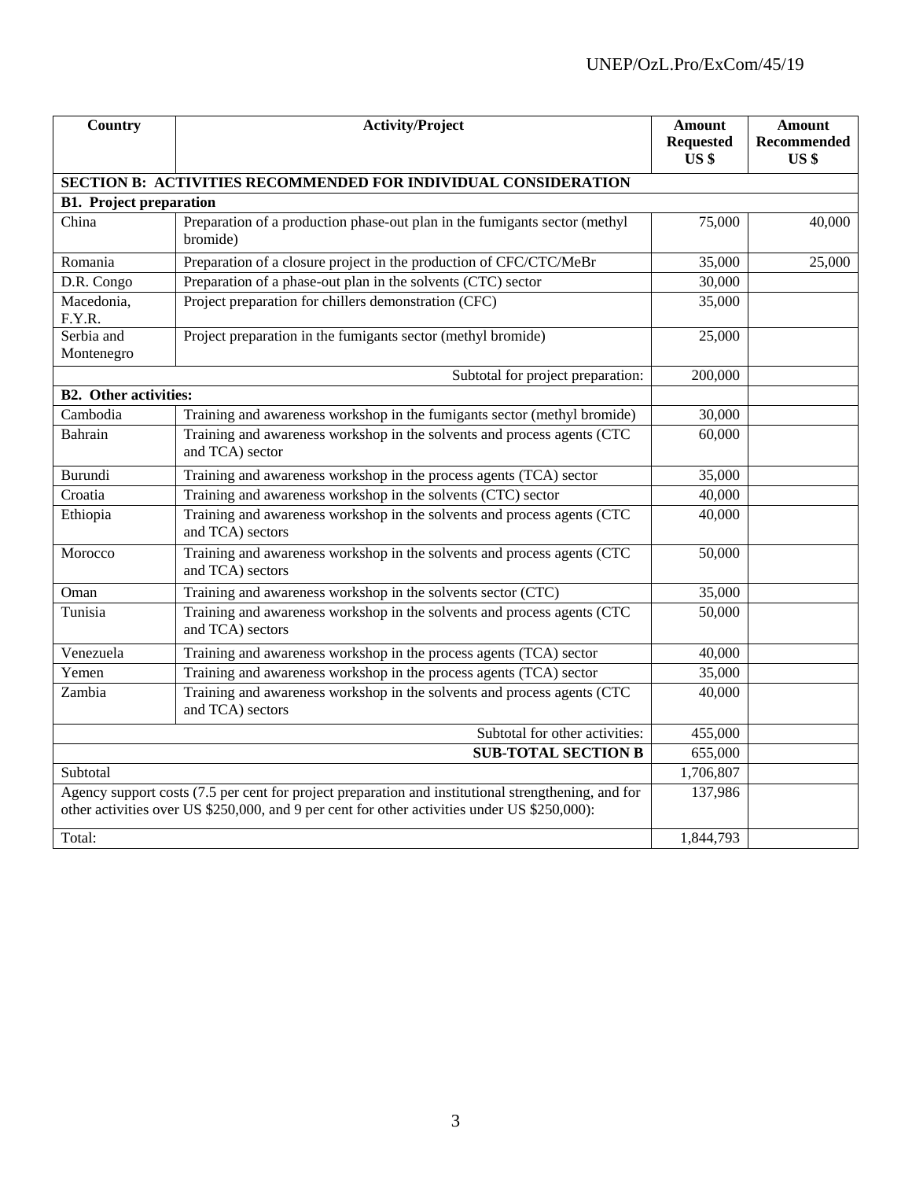| Country | Activity/Project | Amount Requested US $ | Amount Recommended US $ |
|---|---|---|---|
| **SECTION B: ACTIVITIES RECOMMENDED FOR INDIVIDUAL CONSIDERATION** | | | |
| **B1. Project preparation** | | | |
| China | Preparation of a production phase-out plan in the fumigants sector (methyl bromide) | 75,000 | 40,000 |
| Romania | Preparation of a closure project in the production of CFC/CTC/MeBr | 35,000 | 25,000 |
| D.R. Congo | Preparation of a phase-out plan in the solvents (CTC) sector | 30,000 | |
| Macedonia, F.Y.R. | Project preparation for chillers demonstration (CFC) | 35,000 | |
| Serbia and Montenegro | Project preparation in the fumigants sector (methyl bromide) | 25,000 | |
| | Subtotal for project preparation: | 200,000 | |
| **B2. Other activities:** | | | |
| Cambodia | Training and awareness workshop in the fumigants sector (methyl bromide) | 30,000 | |
| Bahrain | Training and awareness workshop in the solvents and process agents (CTC and TCA) sector | 60,000 | |
| Burundi | Training and awareness workshop in the process agents (TCA) sector | 35,000 | |
| Croatia | Training and awareness workshop in the solvents (CTC) sector | 40,000 | |
| Ethiopia | Training and awareness workshop in the solvents and process agents (CTC and TCA) sectors | 40,000 | |
| Morocco | Training and awareness workshop in the solvents and process agents (CTC and TCA) sectors | 50,000 | |
| Oman | Training and awareness workshop in the solvents sector (CTC) | 35,000 | |
| Tunisia | Training and awareness workshop in the solvents and process agents (CTC and TCA) sectors | 50,000 | |
| Venezuela | Training and awareness workshop in the process agents (TCA) sector | 40,000 | |
| Yemen | Training and awareness workshop in the process agents (TCA) sector | 35,000 | |
| Zambia | Training and awareness workshop in the solvents and process agents (CTC and TCA) sectors | 40,000 | |
| | Subtotal for other activities: | 455,000 | |
| | **SUB-TOTAL SECTION B** | 655,000 | |
| Subtotal | | 1,706,807 | |
| Agency support costs (7.5 per cent for project preparation and institutional strengthening, and for other activities over US $250,000, and 9 per cent for other activities under US $250,000): | | 137,986 | |
| Total: | | 1,844,793 | |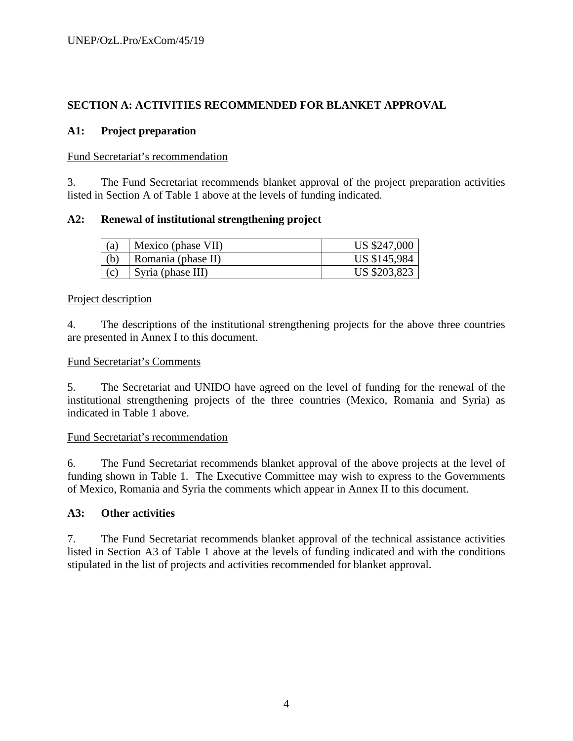## SECTION A: ACTIVITIES RECOMMENDED FOR BLANKET APPROVAL

### A1: Project preparation

Fund Secretariat's recommendation

3. The Fund Secretariat recommends blanket approval of the project preparation activities listed in Section A of Table 1 above at the levels of funding indicated.

### A2: Renewal of institutional strengthening project

| | | |
|---|---|---|
| (a) | Mexico (phase VII) | US $247,000 |
| (b) | Romania (phase II) | US $145,984 |
| (c) | Syria (phase III) | US $203,823 |

Project description

4. The descriptions of the institutional strengthening projects for the above three countries are presented in Annex I to this document.

Fund Secretariat's Comments

5. The Secretariat and UNIDO have agreed on the level of funding for the renewal of the institutional strengthening projects of the three countries (Mexico, Romania and Syria) as indicated in Table 1 above.

Fund Secretariat's recommendation

6. The Fund Secretariat recommends blanket approval of the above projects at the level of funding shown in Table 1. The Executive Committee may wish to express to the Governments of Mexico, Romania and Syria the comments which appear in Annex II to this document.

### A3: Other activities

7. The Fund Secretariat recommends blanket approval of the technical assistance activities listed in Section A3 of Table 1 above at the levels of funding indicated and with the conditions stipulated in the list of projects and activities recommended for blanket approval.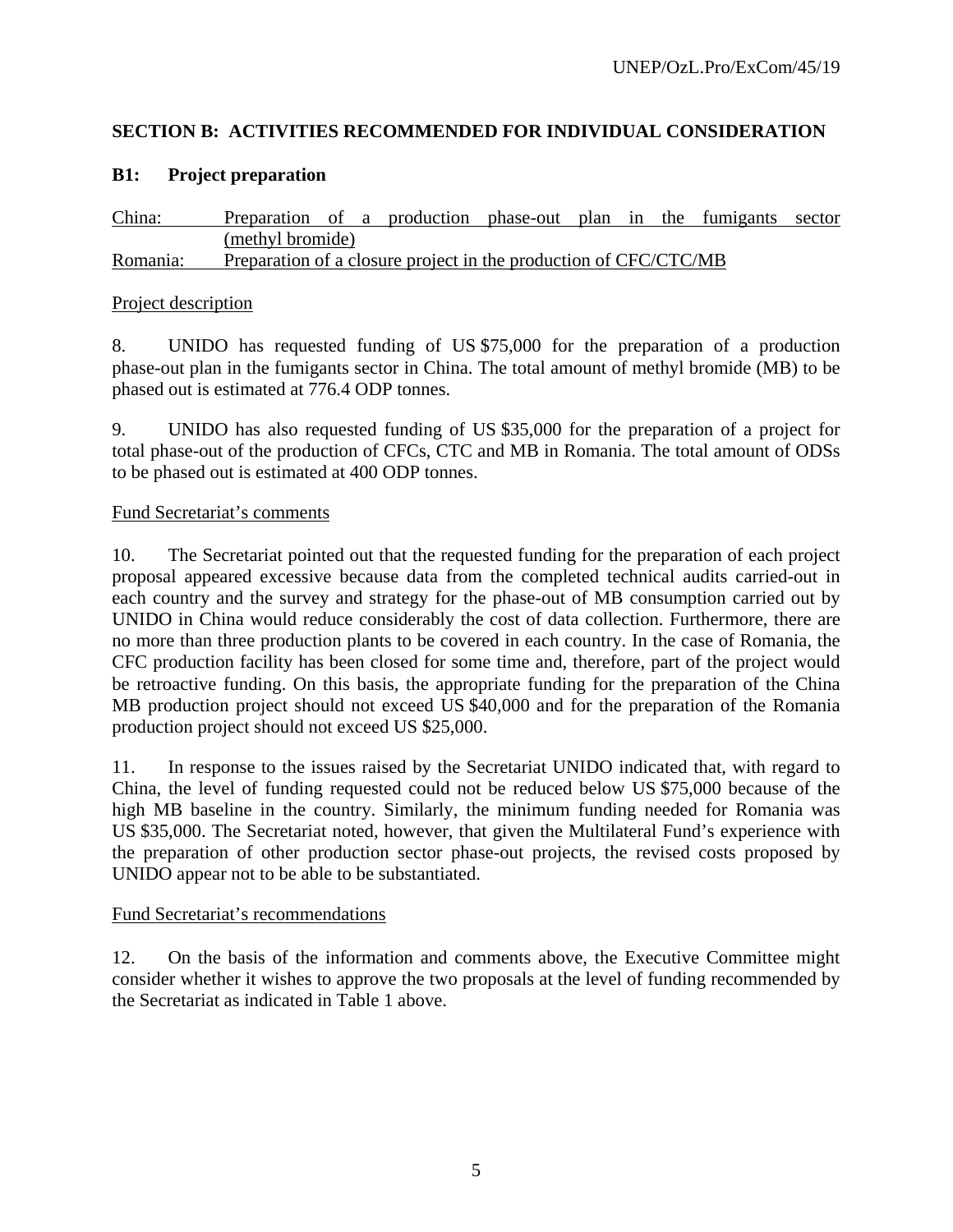## SECTION B: ACTIVITIES RECOMMENDED FOR INDIVIDUAL CONSIDERATION

### B1: Project preparation

China: Preparation of a production phase-out plan in the fumigants sector (methyl bromide)
Romania: Preparation of a closure project in the production of CFC/CTC/MB

Project description

8. UNIDO has requested funding of US $75,000 for the preparation of a production phase-out plan in the fumigants sector in China. The total amount of methyl bromide (MB) to be phased out is estimated at 776.4 ODP tonnes.

9. UNIDO has also requested funding of US $35,000 for the preparation of a project for total phase-out of the production of CFCs, CTC and MB in Romania. The total amount of ODSs to be phased out is estimated at 400 ODP tonnes.

Fund Secretariat's comments

10. The Secretariat pointed out that the requested funding for the preparation of each project proposal appeared excessive because data from the completed technical audits carried-out in each country and the survey and strategy for the phase-out of MB consumption carried out by UNIDO in China would reduce considerably the cost of data collection. Furthermore, there are no more than three production plants to be covered in each country. In the case of Romania, the CFC production facility has been closed for some time and, therefore, part of the project would be retroactive funding. On this basis, the appropriate funding for the preparation of the China MB production project should not exceed US $40,000 and for the preparation of the Romania production project should not exceed US $25,000.

11. In response to the issues raised by the Secretariat UNIDO indicated that, with regard to China, the level of funding requested could not be reduced below US $75,000 because of the high MB baseline in the country. Similarly, the minimum funding needed for Romania was US $35,000. The Secretariat noted, however, that given the Multilateral Fund's experience with the preparation of other production sector phase-out projects, the revised costs proposed by UNIDO appear not to be able to be substantiated.

Fund Secretariat's recommendations

12. On the basis of the information and comments above, the Executive Committee might consider whether it wishes to approve the two proposals at the level of funding recommended by the Secretariat as indicated in Table 1 above.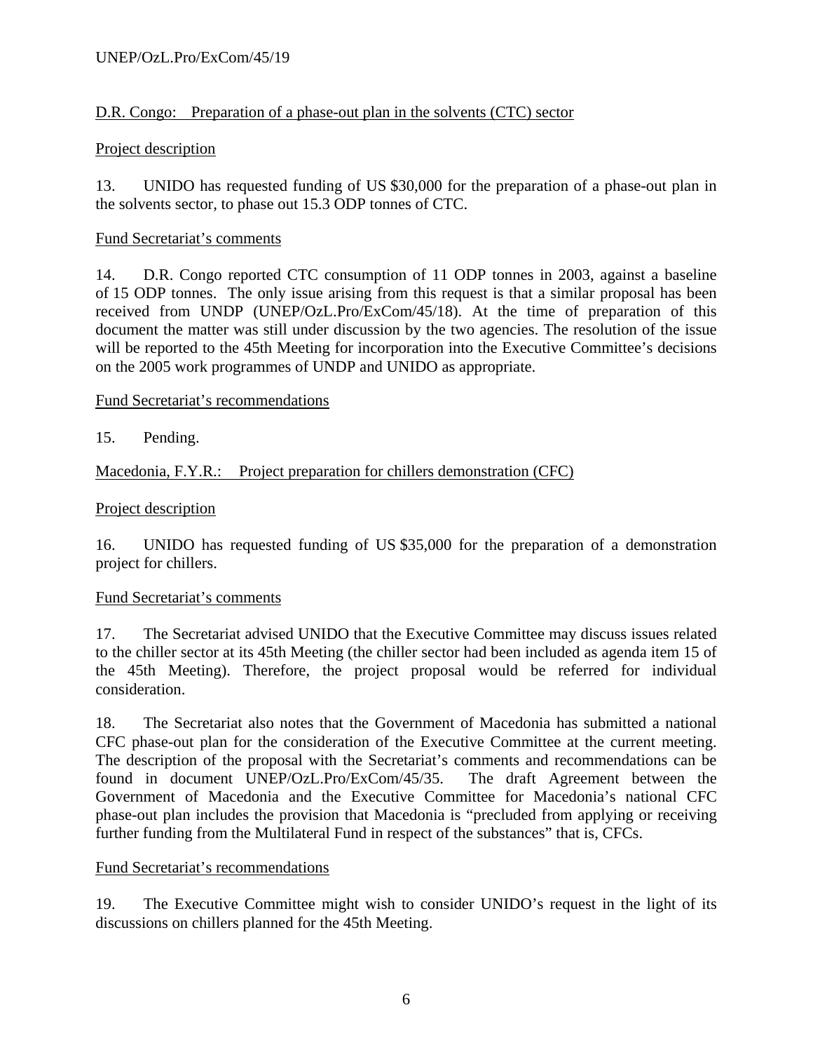D.R. Congo: Preparation of a phase-out plan in the solvents (CTC) sector

Project description

13. UNIDO has requested funding of US $30,000 for the preparation of a phase-out plan in the solvents sector, to phase out 15.3 ODP tonnes of CTC.

Fund Secretariat's comments

14. D.R. Congo reported CTC consumption of 11 ODP tonnes in 2003, against a baseline of 15 ODP tonnes. The only issue arising from this request is that a similar proposal has been received from UNDP (UNEP/OzL.Pro/ExCom/45/18). At the time of preparation of this document the matter was still under discussion by the two agencies. The resolution of the issue will be reported to the 45th Meeting for incorporation into the Executive Committee's decisions on the 2005 work programmes of UNDP and UNIDO as appropriate.

Fund Secretariat's recommendations

15. Pending.

Macedonia, F.Y.R.: Project preparation for chillers demonstration (CFC)

Project description

16. UNIDO has requested funding of US $35,000 for the preparation of a demonstration project for chillers.

Fund Secretariat's comments

17. The Secretariat advised UNIDO that the Executive Committee may discuss issues related to the chiller sector at its 45th Meeting (the chiller sector had been included as agenda item 15 of the 45th Meeting). Therefore, the project proposal would be referred for individual consideration.

18. The Secretariat also notes that the Government of Macedonia has submitted a national CFC phase-out plan for the consideration of the Executive Committee at the current meeting. The description of the proposal with the Secretariat's comments and recommendations can be found in document UNEP/OzL.Pro/ExCom/45/35. The draft Agreement between the Government of Macedonia and the Executive Committee for Macedonia's national CFC phase-out plan includes the provision that Macedonia is "precluded from applying or receiving further funding from the Multilateral Fund in respect of the substances" that is, CFCs.

Fund Secretariat's recommendations

19. The Executive Committee might wish to consider UNIDO's request in the light of its discussions on chillers planned for the 45th Meeting.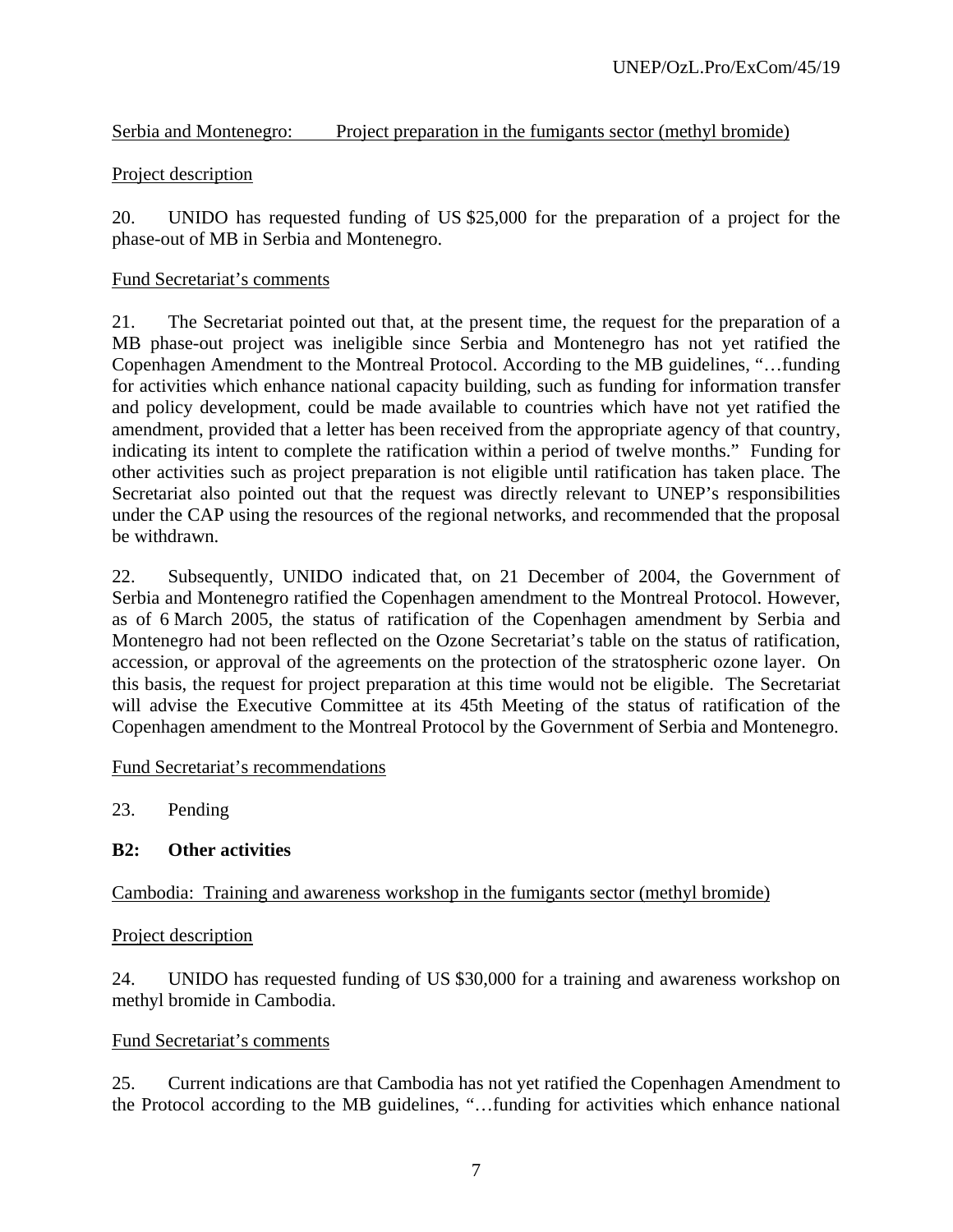Serbia and Montenegro: Project preparation in the fumigants sector (methyl bromide)

Project description

20. UNIDO has requested funding of US $25,000 for the preparation of a project for the phase-out of MB in Serbia and Montenegro.

Fund Secretariat's comments

21. The Secretariat pointed out that, at the present time, the request for the preparation of a MB phase-out project was ineligible since Serbia and Montenegro has not yet ratified the Copenhagen Amendment to the Montreal Protocol. According to the MB guidelines, "…funding for activities which enhance national capacity building, such as funding for information transfer and policy development, could be made available to countries which have not yet ratified the amendment, provided that a letter has been received from the appropriate agency of that country, indicating its intent to complete the ratification within a period of twelve months." Funding for other activities such as project preparation is not eligible until ratification has taken place. The Secretariat also pointed out that the request was directly relevant to UNEP's responsibilities under the CAP using the resources of the regional networks, and recommended that the proposal be withdrawn.

22. Subsequently, UNIDO indicated that, on 21 December of 2004, the Government of Serbia and Montenegro ratified the Copenhagen amendment to the Montreal Protocol. However, as of 6 March 2005, the status of ratification of the Copenhagen amendment by Serbia and Montenegro had not been reflected on the Ozone Secretariat's table on the status of ratification, accession, or approval of the agreements on the protection of the stratospheric ozone layer. On this basis, the request for project preparation at this time would not be eligible. The Secretariat will advise the Executive Committee at its 45th Meeting of the status of ratification of the Copenhagen amendment to the Montreal Protocol by the Government of Serbia and Montenegro.

Fund Secretariat's recommendations

23. Pending

**B2: Other activities**

Cambodia: Training and awareness workshop in the fumigants sector (methyl bromide)

Project description

24. UNIDO has requested funding of US $30,000 for a training and awareness workshop on methyl bromide in Cambodia.

Fund Secretariat's comments

25. Current indications are that Cambodia has not yet ratified the Copenhagen Amendment to the Protocol according to the MB guidelines, "…funding for activities which enhance national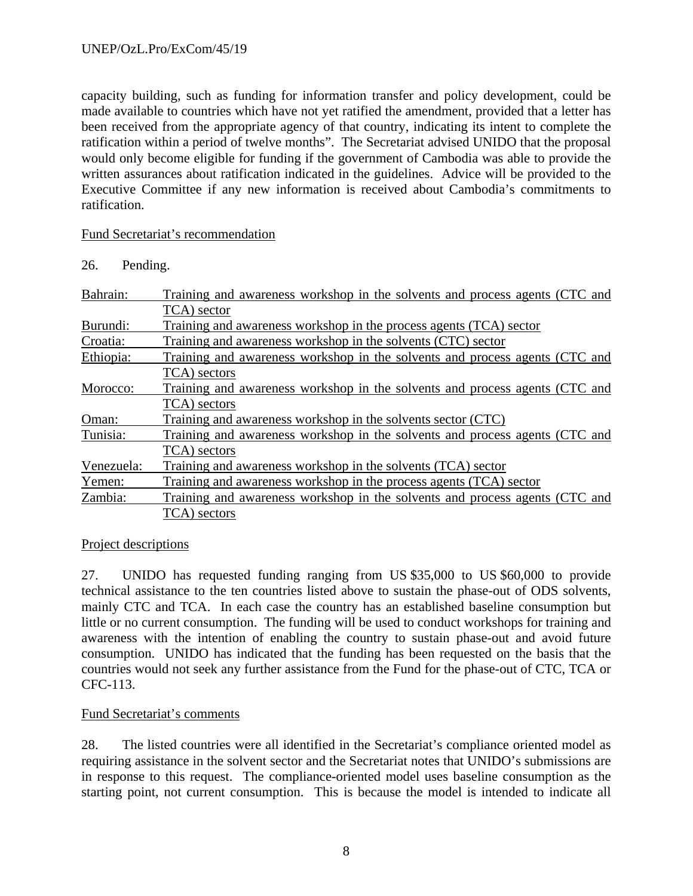capacity building, such as funding for information transfer and policy development, could be made available to countries which have not yet ratified the amendment, provided that a letter has been received from the appropriate agency of that country, indicating its intent to complete the ratification within a period of twelve months". The Secretariat advised UNIDO that the proposal would only become eligible for funding if the government of Cambodia was able to provide the written assurances about ratification indicated in the guidelines. Advice will be provided to the Executive Committee if any new information is received about Cambodia's commitments to ratification.

Fund Secretariat's recommendation

26. Pending.

| | |
|---|---|
| Bahrain: | Training and awareness workshop in the solvents and process agents (CTC and TCA) sector |
| Burundi: | Training and awareness workshop in the process agents (TCA) sector |
| Croatia: | Training and awareness workshop in the solvents (CTC) sector |
| Ethiopia: | Training and awareness workshop in the solvents and process agents (CTC and TCA) sectors |
| Morocco: | Training and awareness workshop in the solvents and process agents (CTC and TCA) sectors |
| Oman: | Training and awareness workshop in the solvents sector (CTC) |
| Tunisia: | Training and awareness workshop in the solvents and process agents (CTC and TCA) sectors |
| Venezuela: | Training and awareness workshop in the solvents (TCA) sector |
| Yemen: | Training and awareness workshop in the process agents (TCA) sector |
| Zambia: | Training and awareness workshop in the solvents and process agents (CTC and TCA) sectors |

Project descriptions

27. UNIDO has requested funding ranging from US $35,000 to US $60,000 to provide technical assistance to the ten countries listed above to sustain the phase-out of ODS solvents, mainly CTC and TCA. In each case the country has an established baseline consumption but little or no current consumption. The funding will be used to conduct workshops for training and awareness with the intention of enabling the country to sustain phase-out and avoid future consumption. UNIDO has indicated that the funding has been requested on the basis that the countries would not seek any further assistance from the Fund for the phase-out of CTC, TCA or CFC-113.

Fund Secretariat's comments

28. The listed countries were all identified in the Secretariat's compliance oriented model as requiring assistance in the solvent sector and the Secretariat notes that UNIDO's submissions are in response to this request. The compliance-oriented model uses baseline consumption as the starting point, not current consumption. This is because the model is intended to indicate all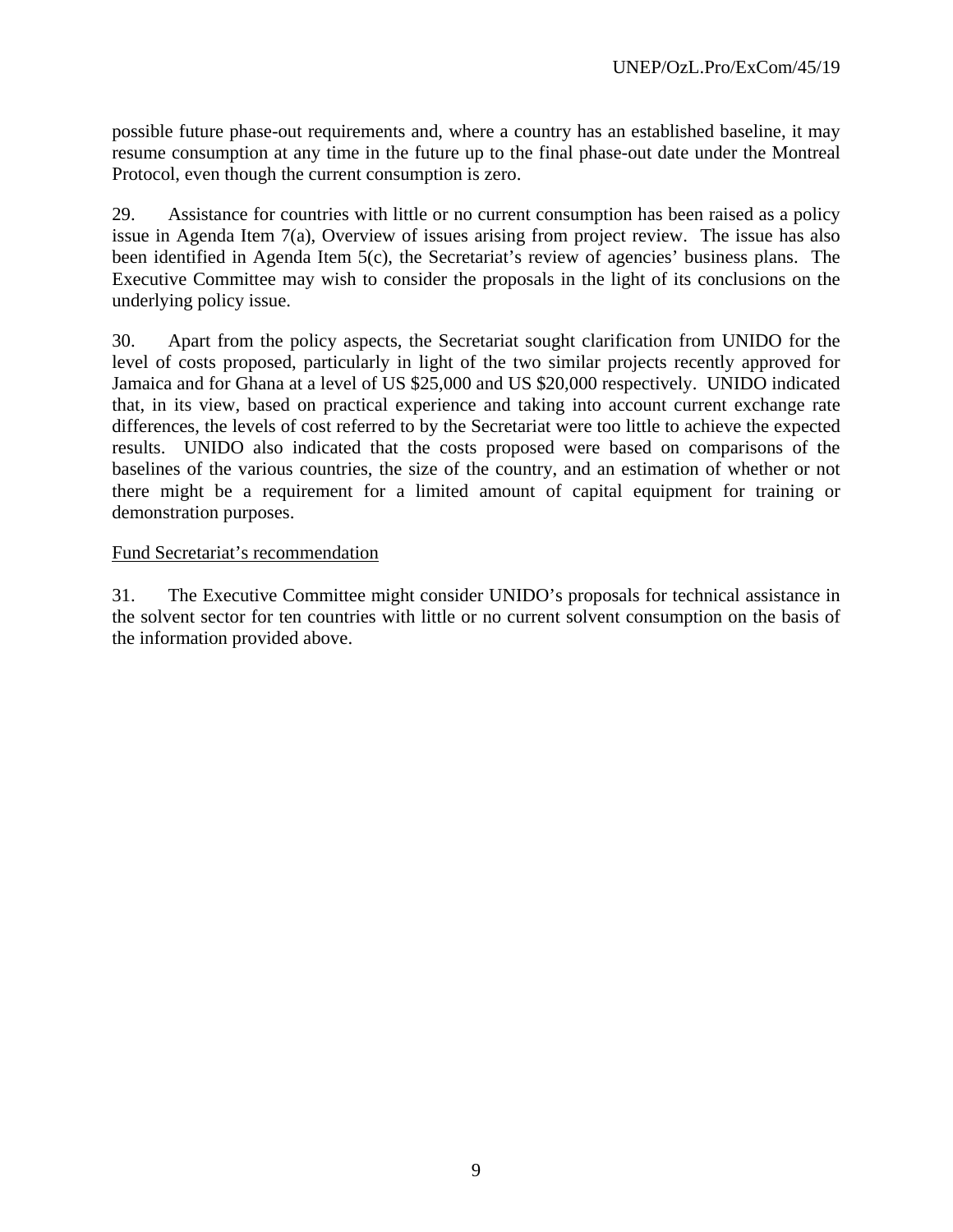possible future phase-out requirements and, where a country has an established baseline, it may resume consumption at any time in the future up to the final phase-out date under the Montreal Protocol, even though the current consumption is zero.

29. Assistance for countries with little or no current consumption has been raised as a policy issue in Agenda Item 7(a), Overview of issues arising from project review. The issue has also been identified in Agenda Item 5(c), the Secretariat's review of agencies' business plans. The Executive Committee may wish to consider the proposals in the light of its conclusions on the underlying policy issue.

30. Apart from the policy aspects, the Secretariat sought clarification from UNIDO for the level of costs proposed, particularly in light of the two similar projects recently approved for Jamaica and for Ghana at a level of US $25,000 and US $20,000 respectively. UNIDO indicated that, in its view, based on practical experience and taking into account current exchange rate differences, the levels of cost referred to by the Secretariat were too little to achieve the expected results. UNIDO also indicated that the costs proposed were based on comparisons of the baselines of the various countries, the size of the country, and an estimation of whether or not there might be a requirement for a limited amount of capital equipment for training or demonstration purposes.

Fund Secretariat's recommendation

31. The Executive Committee might consider UNIDO's proposals for technical assistance in the solvent sector for ten countries with little or no current solvent consumption on the basis of the information provided above.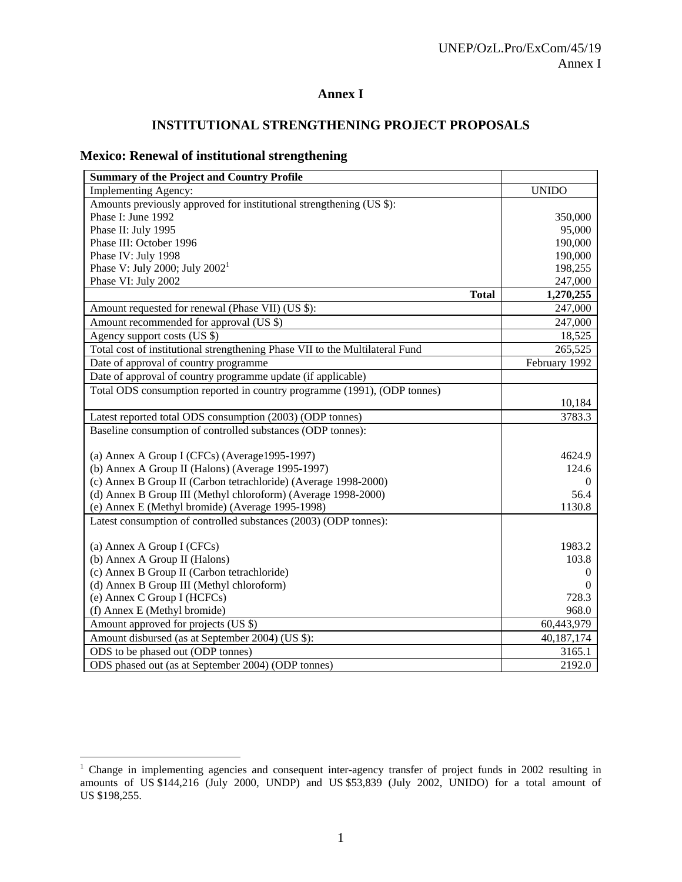# Annex I

## INSTITUTIONAL STRENGTHENING PROJECT PROPOSALS

### Mexico: Renewal of institutional strengthening

| **Summary of the Project and Country Profile** | |
|---|---|
| Implementing Agency: | UNIDO |
| Amounts previously approved for institutional strengthening (US $): | |
| Phase I: June 1992 | 350,000 |
| Phase II: July 1995 | 95,000 |
| Phase III: October 1996 | 190,000 |
| Phase IV: July 1998 | 190,000 |
| Phase V: July 2000; July 2002[1] | 198,255 |
| Phase VI: July 2002 | 247,000 |
| **Total** | **1,270,255** |
| Amount requested for renewal (Phase VII) (US $): | 247,000 |
| Amount recommended for approval (US $) | 247,000 |
| Agency support costs (US $) | 18,525 |
| Total cost of institutional strengthening Phase VII to the Multilateral Fund | 265,525 |
| Date of approval of country programme | February 1992 |
| Date of approval of country programme update (if applicable) | |
| Total ODS consumption reported in country programme (1991), (ODP tonnes) | 10,184 |
| Latest reported total ODS consumption (2003) (ODP tonnes) | 3783.3 |
| Baseline consumption of controlled substances (ODP tonnes): | |
| (a) Annex A Group I (CFCs) (Average1995-1997) | 4624.9 |
| (b) Annex A Group II (Halons) (Average 1995-1997) | 124.6 |
| (c) Annex B Group II (Carbon tetrachloride) (Average 1998-2000) | 0 |
| (d) Annex B Group III (Methyl chloroform) (Average 1998-2000) | 56.4 |
| (e) Annex E (Methyl bromide) (Average 1995-1998) | 1130.8 |
| Latest consumption of controlled substances (2003) (ODP tonnes): | |
| (a) Annex A Group I (CFCs) | 1983.2 |
| (b) Annex A Group II (Halons) | 103.8 |
| (c) Annex B Group II (Carbon tetrachloride) | 0 |
| (d) Annex B Group III (Methyl chloroform) | 0 |
| (e) Annex C Group I (HCFCs) | 728.3 |
| (f) Annex E (Methyl bromide) | 968.0 |
| Amount approved for projects (US $) | 60,443,979 |
| Amount disbursed (as at September 2004) (US $): | 40,187,174 |
| ODS to be phased out (ODP tonnes) | 3165.1 |
| ODS phased out (as at September 2004) (ODP tonnes) | 2192.0 |

[1] Change in implementing agencies and consequent inter-agency transfer of project funds in 2002 resulting in amounts of US $144,216 (July 2000, UNDP) and US $53,839 (July 2002, UNIDO) for a total amount of US $198,255.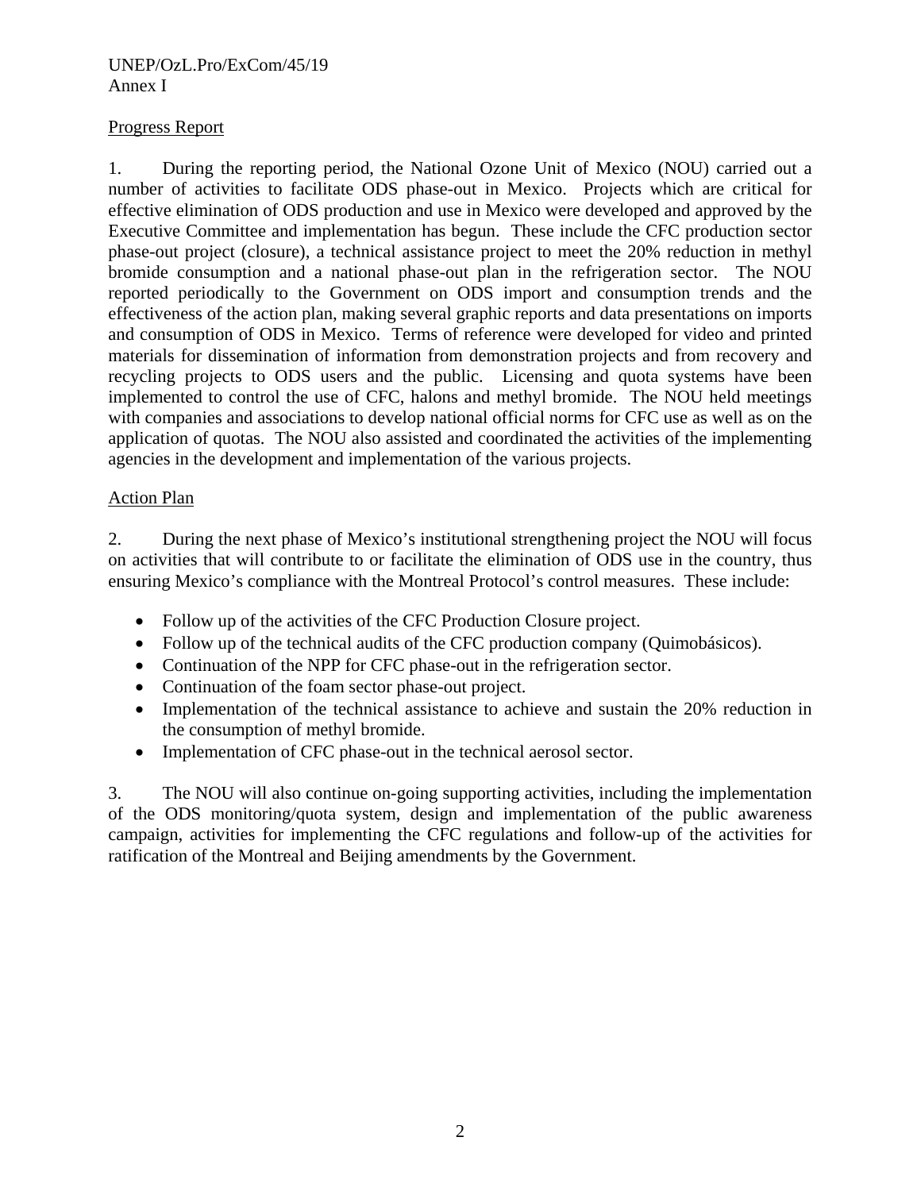Progress Report

1. During the reporting period, the National Ozone Unit of Mexico (NOU) carried out a number of activities to facilitate ODS phase-out in Mexico. Projects which are critical for effective elimination of ODS production and use in Mexico were developed and approved by the Executive Committee and implementation has begun. These include the CFC production sector phase-out project (closure), a technical assistance project to meet the 20% reduction in methyl bromide consumption and a national phase-out plan in the refrigeration sector. The NOU reported periodically to the Government on ODS import and consumption trends and the effectiveness of the action plan, making several graphic reports and data presentations on imports and consumption of ODS in Mexico. Terms of reference were developed for video and printed materials for dissemination of information from demonstration projects and from recovery and recycling projects to ODS users and the public. Licensing and quota systems have been implemented to control the use of CFC, halons and methyl bromide. The NOU held meetings with companies and associations to develop national official norms for CFC use as well as on the application of quotas. The NOU also assisted and coordinated the activities of the implementing agencies in the development and implementation of the various projects.

Action Plan

2. During the next phase of Mexico's institutional strengthening project the NOU will focus on activities that will contribute to or facilitate the elimination of ODS use in the country, thus ensuring Mexico's compliance with the Montreal Protocol's control measures. These include:

- Follow up of the activities of the CFC Production Closure project.
- Follow up of the technical audits of the CFC production company (Quimobásicos).
- Continuation of the NPP for CFC phase-out in the refrigeration sector.
- Continuation of the foam sector phase-out project.
- Implementation of the technical assistance to achieve and sustain the 20% reduction in the consumption of methyl bromide.
- Implementation of CFC phase-out in the technical aerosol sector.

3. The NOU will also continue on-going supporting activities, including the implementation of the ODS monitoring/quota system, design and implementation of the public awareness campaign, activities for implementing the CFC regulations and follow-up of the activities for ratification of the Montreal and Beijing amendments by the Government.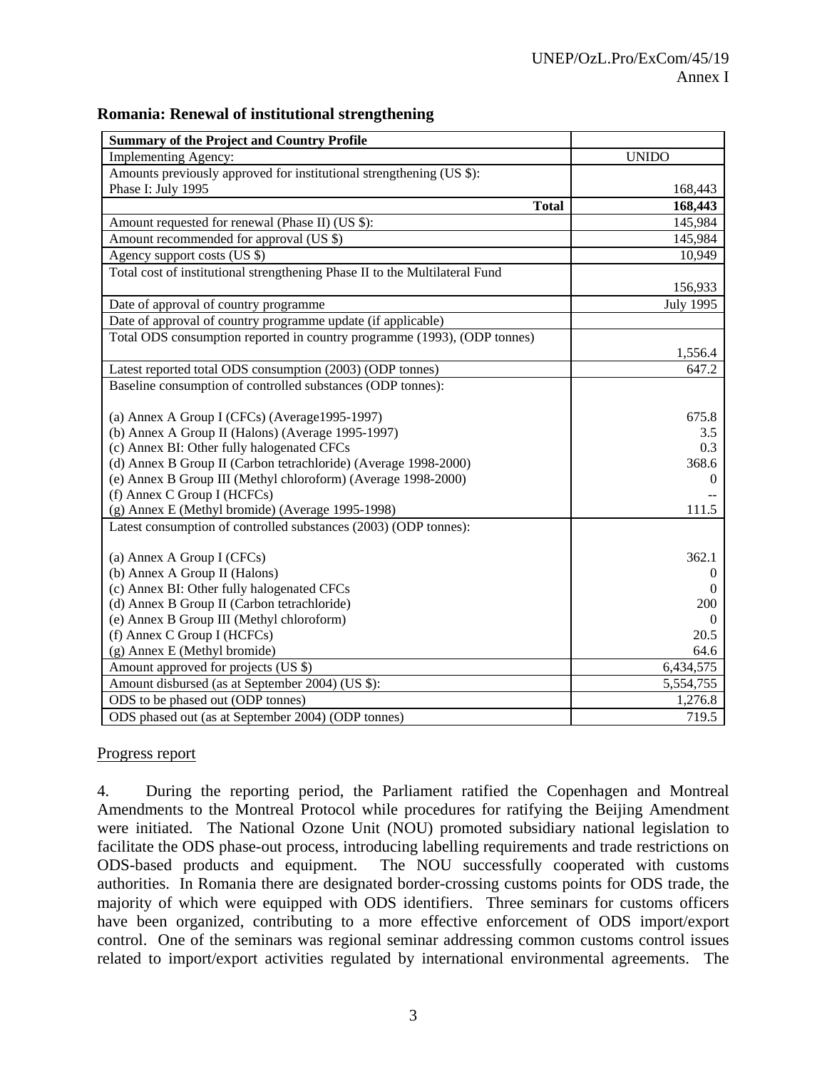## Romania: Renewal of institutional strengthening

| Summary of the Project and Country Profile | |
|---|---|
| Implementing Agency: | UNIDO |
| Amounts previously approved for institutional strengthening (US $):<br>Phase I: July 1995 | <br>168,443 |
| **Total** | **168,443** |
| Amount requested for renewal (Phase II) (US $): | 145,984 |
| Amount recommended for approval (US $) | 145,984 |
| Agency support costs (US $) | 10,949 |
| Total cost of institutional strengthening Phase II to the Multilateral Fund | 156,933 |
| Date of approval of country programme | July 1995 |
| Date of approval of country programme update (if applicable) | |
| Total ODS consumption reported in country programme (1993), (ODP tonnes) | 1,556.4 |
| Latest reported total ODS consumption (2003) (ODP tonnes) | 647.2 |
| Baseline consumption of controlled substances (ODP tonnes): | |
| (a) Annex A Group I (CFCs) (Average1995-1997) | 675.8 |
| (b) Annex A Group II (Halons) (Average 1995-1997) | 3.5 |
| (c) Annex BI: Other fully halogenated CFCs | 0.3 |
| (d) Annex B Group II (Carbon tetrachloride) (Average 1998-2000) | 368.6 |
| (e) Annex B Group III (Methyl chloroform) (Average 1998-2000) | 0 |
| (f) Annex C Group I (HCFCs) | -- |
| (g) Annex E (Methyl bromide) (Average 1995-1998) | 111.5 |
| Latest consumption of controlled substances (2003) (ODP tonnes): | |
| (a) Annex A Group I (CFCs) | 362.1 |
| (b) Annex A Group II (Halons) | 0 |
| (c) Annex BI: Other fully halogenated CFCs | 0 |
| (d) Annex B Group II (Carbon tetrachloride) | 200 |
| (e) Annex B Group III (Methyl chloroform) | 0 |
| (f) Annex C Group I (HCFCs) | 20.5 |
| (g) Annex E (Methyl bromide) | 64.6 |
| Amount approved for projects (US $) | 6,434,575 |
| Amount disbursed (as at September 2004) (US $): | 5,554,755 |
| ODS to be phased out (ODP tonnes) | 1,276.8 |
| ODS phased out (as at September 2004) (ODP tonnes) | 719.5 |

### Progress report

4. During the reporting period, the Parliament ratified the Copenhagen and Montreal Amendments to the Montreal Protocol while procedures for ratifying the Beijing Amendment were initiated. The National Ozone Unit (NOU) promoted subsidiary national legislation to facilitate the ODS phase-out process, introducing labelling requirements and trade restrictions on ODS-based products and equipment. The NOU successfully cooperated with customs authorities. In Romania there are designated border-crossing customs points for ODS trade, the majority of which were equipped with ODS identifiers. Three seminars for customs officers have been organized, contributing to a more effective enforcement of ODS import/export control. One of the seminars was regional seminar addressing common customs control issues related to import/export activities regulated by international environmental agreements. The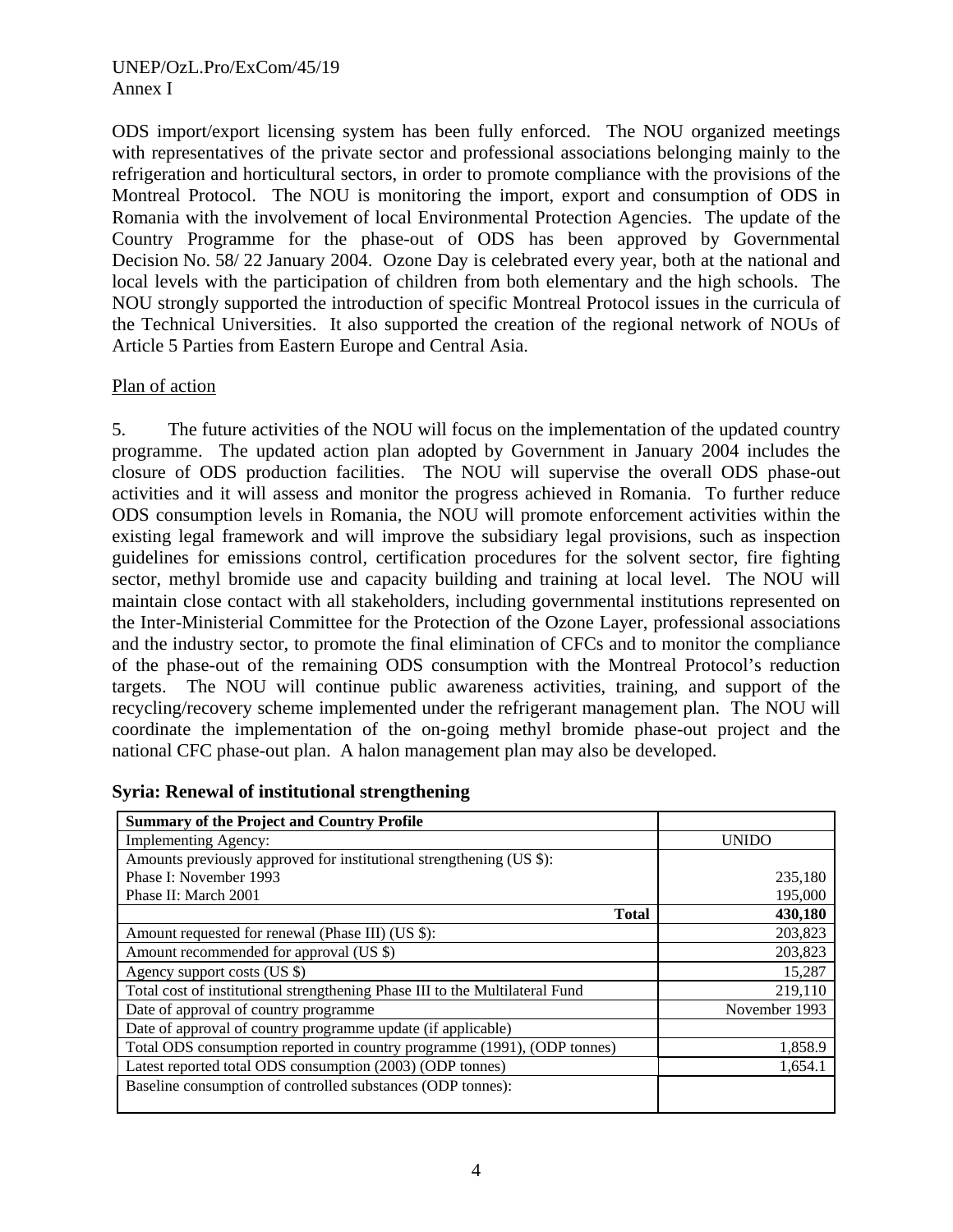ODS import/export licensing system has been fully enforced. The NOU organized meetings with representatives of the private sector and professional associations belonging mainly to the refrigeration and horticultural sectors, in order to promote compliance with the provisions of the Montreal Protocol. The NOU is monitoring the import, export and consumption of ODS in Romania with the involvement of local Environmental Protection Agencies. The update of the Country Programme for the phase-out of ODS has been approved by Governmental Decision No. 58/ 22 January 2004. Ozone Day is celebrated every year, both at the national and local levels with the participation of children from both elementary and the high schools. The NOU strongly supported the introduction of specific Montreal Protocol issues in the curricula of the Technical Universities. It also supported the creation of the regional network of NOUs of Article 5 Parties from Eastern Europe and Central Asia.

Plan of action

5. The future activities of the NOU will focus on the implementation of the updated country programme. The updated action plan adopted by Government in January 2004 includes the closure of ODS production facilities. The NOU will supervise the overall ODS phase-out activities and it will assess and monitor the progress achieved in Romania. To further reduce ODS consumption levels in Romania, the NOU will promote enforcement activities within the existing legal framework and will improve the subsidiary legal provisions, such as inspection guidelines for emissions control, certification procedures for the solvent sector, fire fighting sector, methyl bromide use and capacity building and training at local level. The NOU will maintain close contact with all stakeholders, including governmental institutions represented on the Inter-Ministerial Committee for the Protection of the Ozone Layer, professional associations and the industry sector, to promote the final elimination of CFCs and to monitor the compliance of the phase-out of the remaining ODS consumption with the Montreal Protocol's reduction targets. The NOU will continue public awareness activities, training, and support of the recycling/recovery scheme implemented under the refrigerant management plan. The NOU will coordinate the implementation of the on-going methyl bromide phase-out project and the national CFC phase-out plan. A halon management plan may also be developed.

### Syria: Renewal of institutional strengthening

| **Summary of the Project and Country Profile** | |
|---|---|
| Implementing Agency: | UNIDO |
| Amounts previously approved for institutional strengthening (US $): | |
| Phase I: November 1993 | 235,180 |
| Phase II: March 2001 | 195,000 |
| **Total** | **430,180** |
| Amount requested for renewal (Phase III) (US $): | 203,823 |
| Amount recommended for approval (US $) | 203,823 |
| Agency support costs (US $) | 15,287 |
| Total cost of institutional strengthening Phase III to the Multilateral Fund | 219,110 |
| Date of approval of country programme | November 1993 |
| Date of approval of country programme update (if applicable) | |
| Total ODS consumption reported in country programme (1991), (ODP tonnes) | 1,858.9 |
| Latest reported total ODS consumption (2003) (ODP tonnes) | 1,654.1 |
| Baseline consumption of controlled substances (ODP tonnes): | |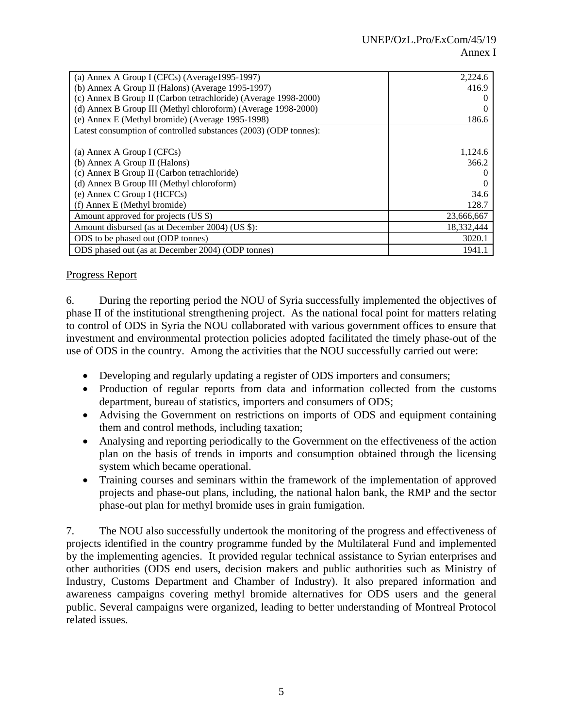| | |
|---|---|
| (a) Annex A Group I (CFCs) (Average1995-1997) | 2,224.6 |
| (b) Annex A Group II (Halons) (Average 1995-1997) | 416.9 |
| (c) Annex B Group II (Carbon tetrachloride) (Average 1998-2000) | 0 |
| (d) Annex B Group III (Methyl chloroform) (Average 1998-2000) | 0 |
| (e) Annex E (Methyl bromide) (Average 1995-1998) | 186.6 |
| Latest consumption of controlled substances (2003) (ODP tonnes): | |
| (a) Annex A Group I (CFCs) | 1,124.6 |
| (b) Annex A Group II (Halons) | 366.2 |
| (c) Annex B Group II (Carbon tetrachloride) | 0 |
| (d) Annex B Group III (Methyl chloroform) | 0 |
| (e) Annex C Group I (HCFCs) | 34.6 |
| (f) Annex E (Methyl bromide) | 128.7 |
| Amount approved for projects (US $) | 23,666,667 |
| Amount disbursed (as at December 2004) (US $): | 18,332,444 |
| ODS to be phased out (ODP tonnes) | 3020.1 |
| ODS phased out (as at December 2004) (ODP tonnes) | 1941.1 |

Progress Report

6. During the reporting period the NOU of Syria successfully implemented the objectives of phase II of the institutional strengthening project. As the national focal point for matters relating to control of ODS in Syria the NOU collaborated with various government offices to ensure that investment and environmental protection policies adopted facilitated the timely phase-out of the use of ODS in the country. Among the activities that the NOU successfully carried out were:

- Developing and regularly updating a register of ODS importers and consumers;
- Production of regular reports from data and information collected from the customs department, bureau of statistics, importers and consumers of ODS;
- Advising the Government on restrictions on imports of ODS and equipment containing them and control methods, including taxation;
- Analysing and reporting periodically to the Government on the effectiveness of the action plan on the basis of trends in imports and consumption obtained through the licensing system which became operational.
- Training courses and seminars within the framework of the implementation of approved projects and phase-out plans, including, the national halon bank, the RMP and the sector phase-out plan for methyl bromide uses in grain fumigation.

7. The NOU also successfully undertook the monitoring of the progress and effectiveness of projects identified in the country programme funded by the Multilateral Fund and implemented by the implementing agencies. It provided regular technical assistance to Syrian enterprises and other authorities (ODS end users, decision makers and public authorities such as Ministry of Industry, Customs Department and Chamber of Industry). It also prepared information and awareness campaigns covering methyl bromide alternatives for ODS users and the general public. Several campaigns were organized, leading to better understanding of Montreal Protocol related issues.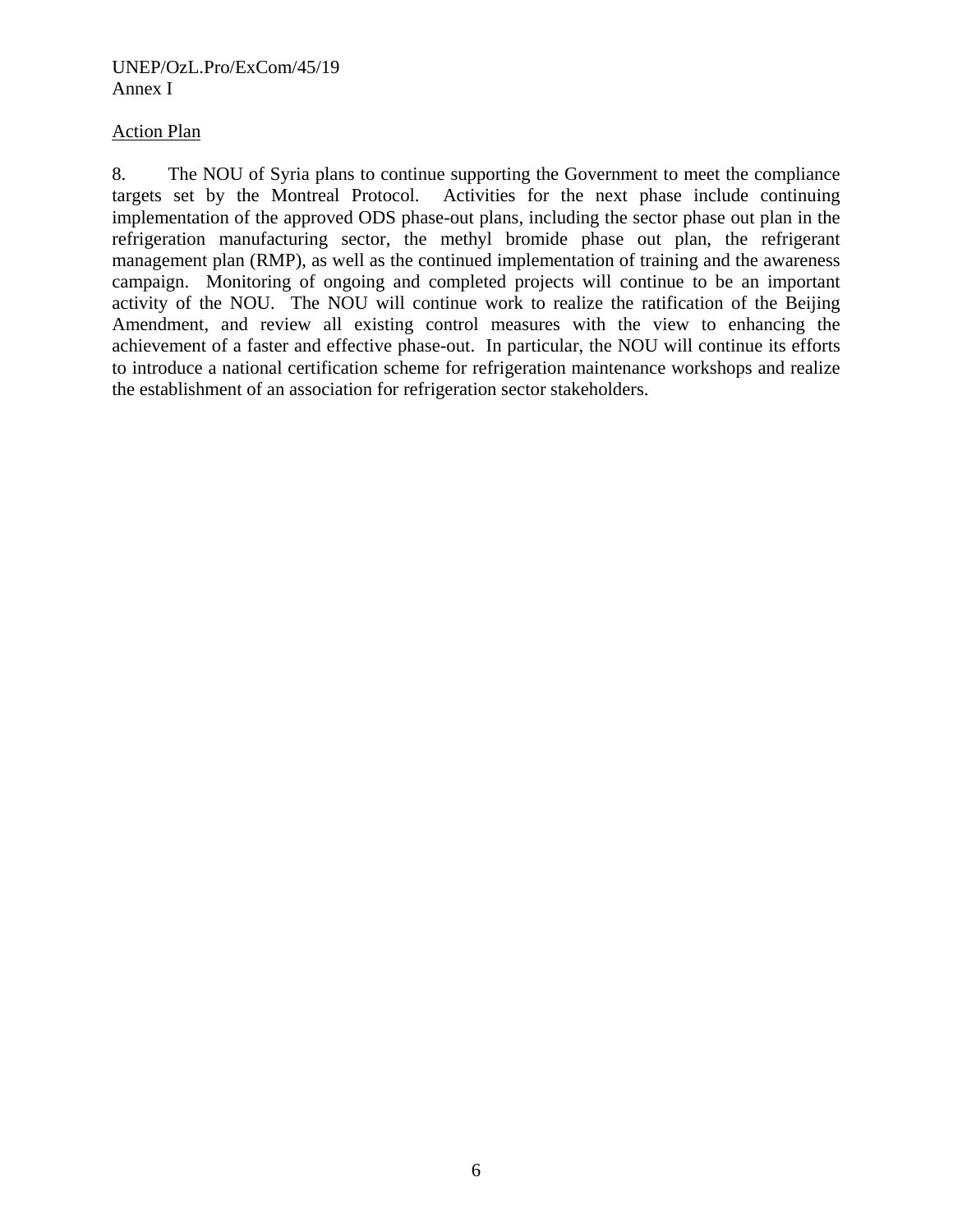Action Plan

8. The NOU of Syria plans to continue supporting the Government to meet the compliance targets set by the Montreal Protocol. Activities for the next phase include continuing implementation of the approved ODS phase-out plans, including the sector phase out plan in the refrigeration manufacturing sector, the methyl bromide phase out plan, the refrigerant management plan (RMP), as well as the continued implementation of training and the awareness campaign. Monitoring of ongoing and completed projects will continue to be an important activity of the NOU. The NOU will continue work to realize the ratification of the Beijing Amendment, and review all existing control measures with the view to enhancing the achievement of a faster and effective phase-out. In particular, the NOU will continue its efforts to introduce a national certification scheme for refrigeration maintenance workshops and realize the establishment of an association for refrigeration sector stakeholders.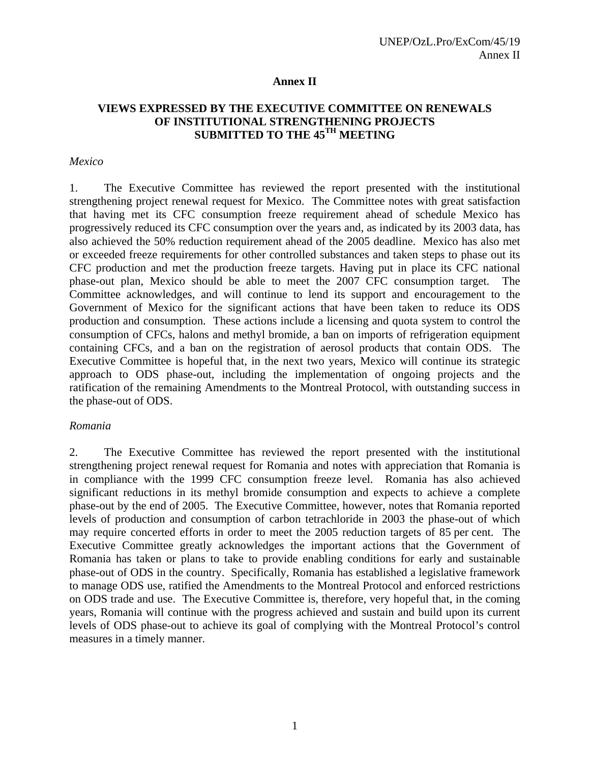# Annex II

## VIEWS EXPRESSED BY THE EXECUTIVE COMMITTEE ON RENEWALS OF INSTITUTIONAL STRENGTHENING PROJECTS SUBMITTED TO THE 45[TH] MEETING

*Mexico*

1. The Executive Committee has reviewed the report presented with the institutional strengthening project renewal request for Mexico. The Committee notes with great satisfaction that having met its CFC consumption freeze requirement ahead of schedule Mexico has progressively reduced its CFC consumption over the years and, as indicated by its 2003 data, has also achieved the 50% reduction requirement ahead of the 2005 deadline. Mexico has also met or exceeded freeze requirements for other controlled substances and taken steps to phase out its CFC production and met the production freeze targets. Having put in place its CFC national phase-out plan, Mexico should be able to meet the 2007 CFC consumption target. The Committee acknowledges, and will continue to lend its support and encouragement to the Government of Mexico for the significant actions that have been taken to reduce its ODS production and consumption. These actions include a licensing and quota system to control the consumption of CFCs, halons and methyl bromide, a ban on imports of refrigeration equipment containing CFCs, and a ban on the registration of aerosol products that contain ODS. The Executive Committee is hopeful that, in the next two years, Mexico will continue its strategic approach to ODS phase-out, including the implementation of ongoing projects and the ratification of the remaining Amendments to the Montreal Protocol, with outstanding success in the phase-out of ODS.

*Romania*

2. The Executive Committee has reviewed the report presented with the institutional strengthening project renewal request for Romania and notes with appreciation that Romania is in compliance with the 1999 CFC consumption freeze level. Romania has also achieved significant reductions in its methyl bromide consumption and expects to achieve a complete phase-out by the end of 2005. The Executive Committee, however, notes that Romania reported levels of production and consumption of carbon tetrachloride in 2003 the phase-out of which may require concerted efforts in order to meet the 2005 reduction targets of 85 per cent. The Executive Committee greatly acknowledges the important actions that the Government of Romania has taken or plans to take to provide enabling conditions for early and sustainable phase-out of ODS in the country. Specifically, Romania has established a legislative framework to manage ODS use, ratified the Amendments to the Montreal Protocol and enforced restrictions on ODS trade and use. The Executive Committee is, therefore, very hopeful that, in the coming years, Romania will continue with the progress achieved and sustain and build upon its current levels of ODS phase-out to achieve its goal of complying with the Montreal Protocol's control measures in a timely manner.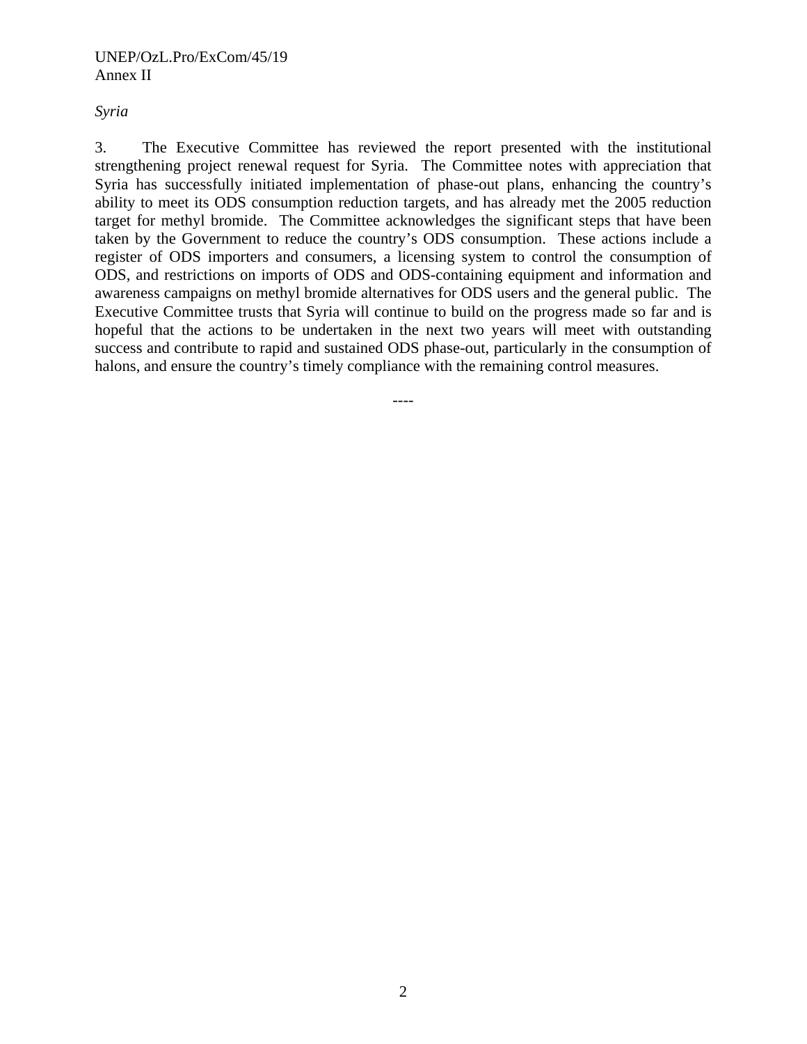*Syria*

3. The Executive Committee has reviewed the report presented with the institutional strengthening project renewal request for Syria. The Committee notes with appreciation that Syria has successfully initiated implementation of phase-out plans, enhancing the country's ability to meet its ODS consumption reduction targets, and has already met the 2005 reduction target for methyl bromide. The Committee acknowledges the significant steps that have been taken by the Government to reduce the country's ODS consumption. These actions include a register of ODS importers and consumers, a licensing system to control the consumption of ODS, and restrictions on imports of ODS and ODS-containing equipment and information and awareness campaigns on methyl bromide alternatives for ODS users and the general public. The Executive Committee trusts that Syria will continue to build on the progress made so far and is hopeful that the actions to be undertaken in the next two years will meet with outstanding success and contribute to rapid and sustained ODS phase-out, particularly in the consumption of halons, and ensure the country's timely compliance with the remaining control measures.

----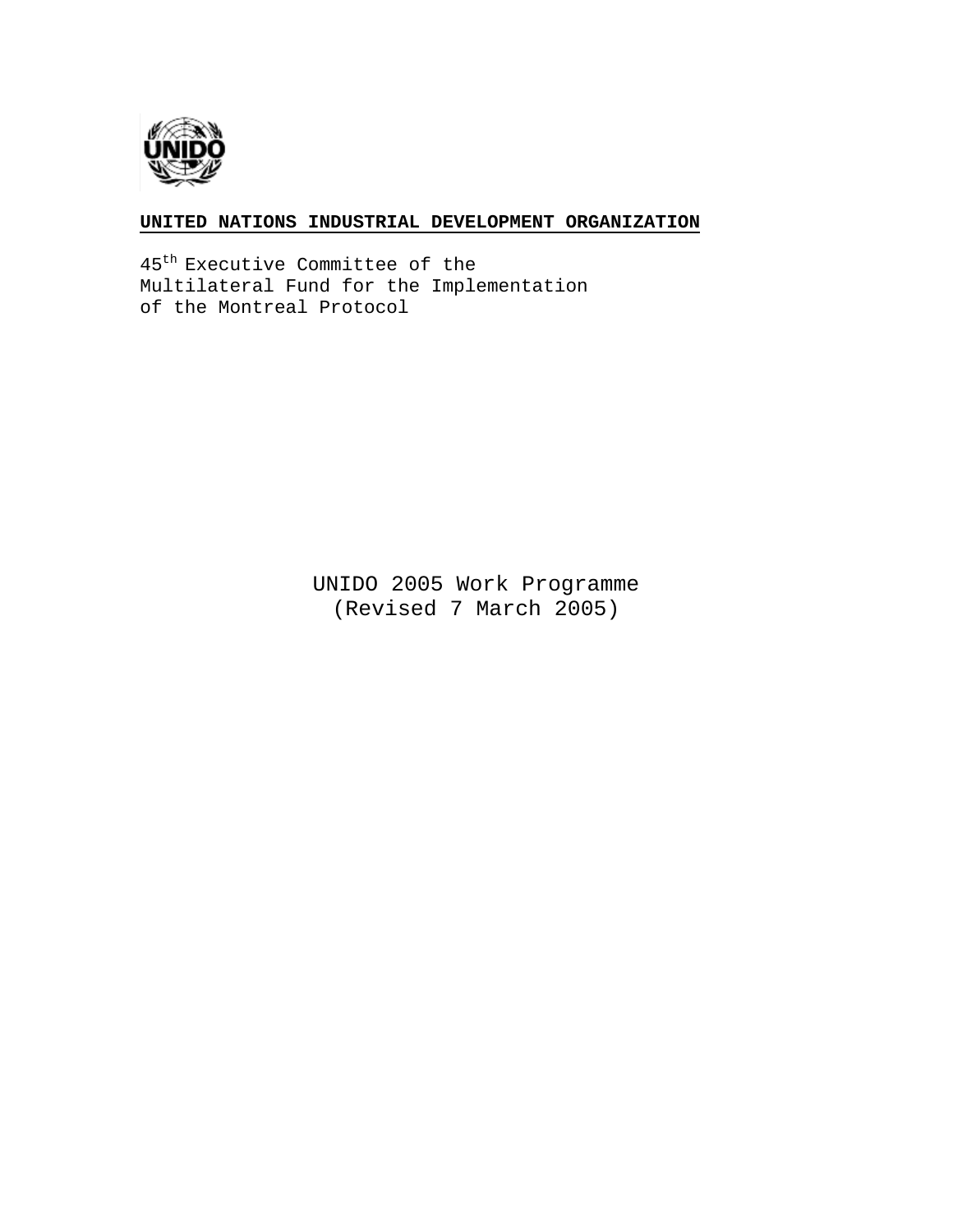**UNITED NATIONS INDUSTRIAL DEVELOPMENT ORGANIZATION**

45th Executive Committee of the
Multilateral Fund for the Implementation
of the Montreal Protocol

UNIDO 2005 Work Programme
(Revised 7 March 2005)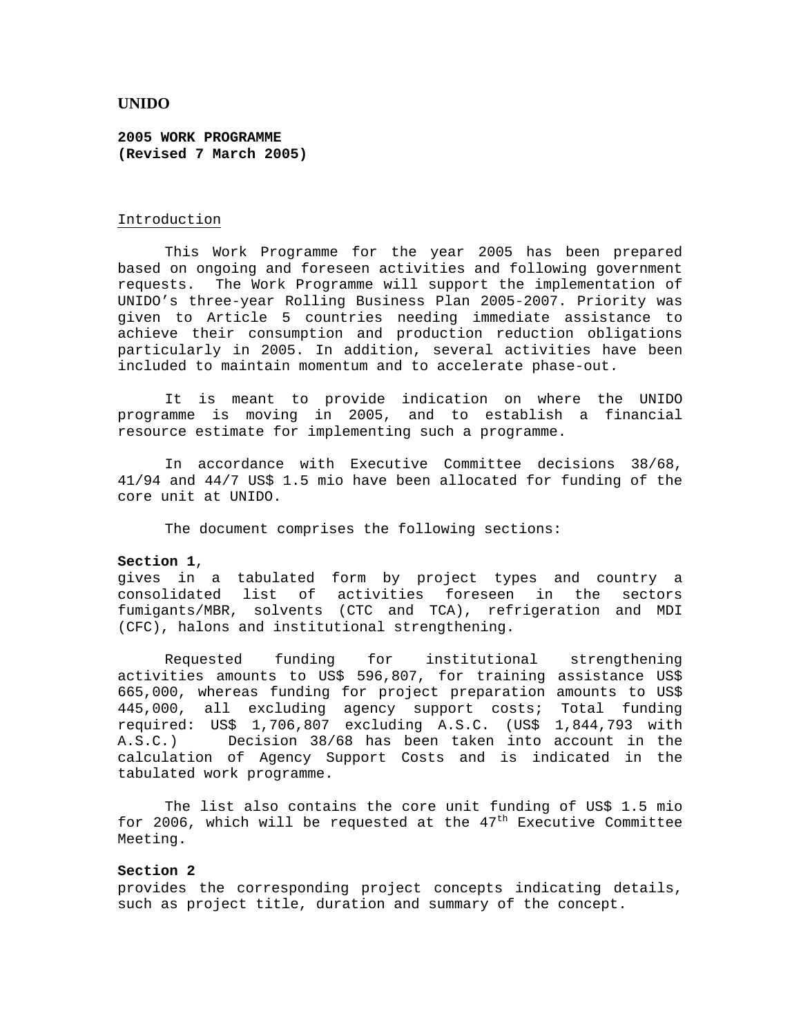**UNIDO**

**2005 WORK PROGRAMME**
**(Revised 7 March 2005)**

Introduction

This Work Programme for the year 2005 has been prepared based on ongoing and foreseen activities and following government requests. The Work Programme will support the implementation of UNIDO's three-year Rolling Business Plan 2005-2007. Priority was given to Article 5 countries needing immediate assistance to achieve their consumption and production reduction obligations particularly in 2005. In addition, several activities have been included to maintain momentum and to accelerate phase-out.

It is meant to provide indication on where the UNIDO programme is moving in 2005, and to establish a financial resource estimate for implementing such a programme.

In accordance with Executive Committee decisions 38/68, 41/94 and 44/7 US$ 1.5 mio have been allocated for funding of the core unit at UNIDO.

The document comprises the following sections:

**Section 1**,
gives in a tabulated form by project types and country a consolidated list of activities foreseen in the sectors fumigants/MBR, solvents (CTC and TCA), refrigeration and MDI (CFC), halons and institutional strengthening.

Requested funding for institutional strengthening activities amounts to US$ 596,807, for training assistance US$ 665,000, whereas funding for project preparation amounts to US$ 445,000, all excluding agency support costs; Total funding required: US$ 1,706,807 excluding A.S.C. (US$ 1,844,793 with A.S.C.) Decision 38/68 has been taken into account in the calculation of Agency Support Costs and is indicated in the tabulated work programme.

The list also contains the core unit funding of US$ 1.5 mio for 2006, which will be requested at the 47th Executive Committee Meeting.

**Section 2**
provides the corresponding project concepts indicating details, such as project title, duration and summary of the concept.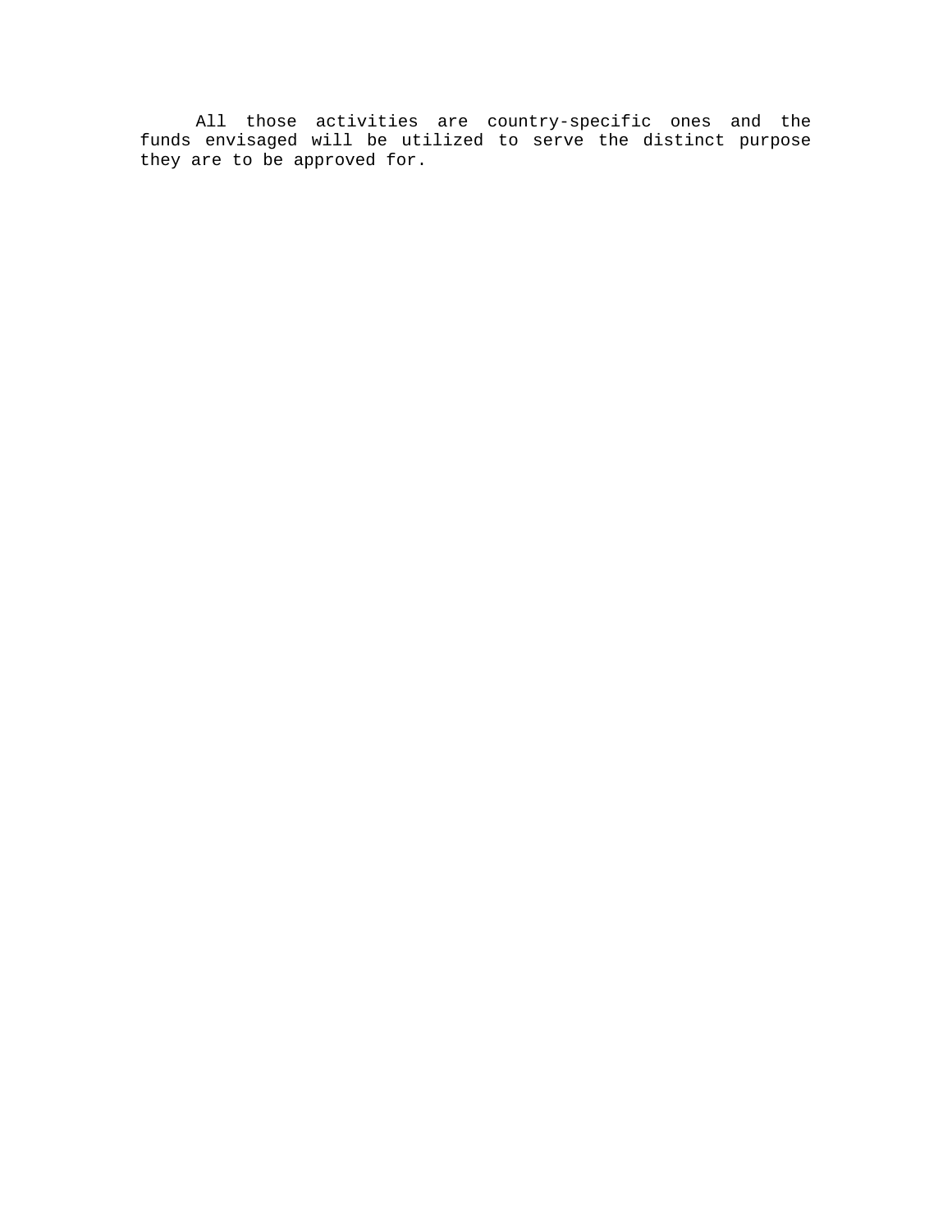All those activities are country-specific ones and the funds envisaged will be utilized to serve the distinct purpose they are to be approved for.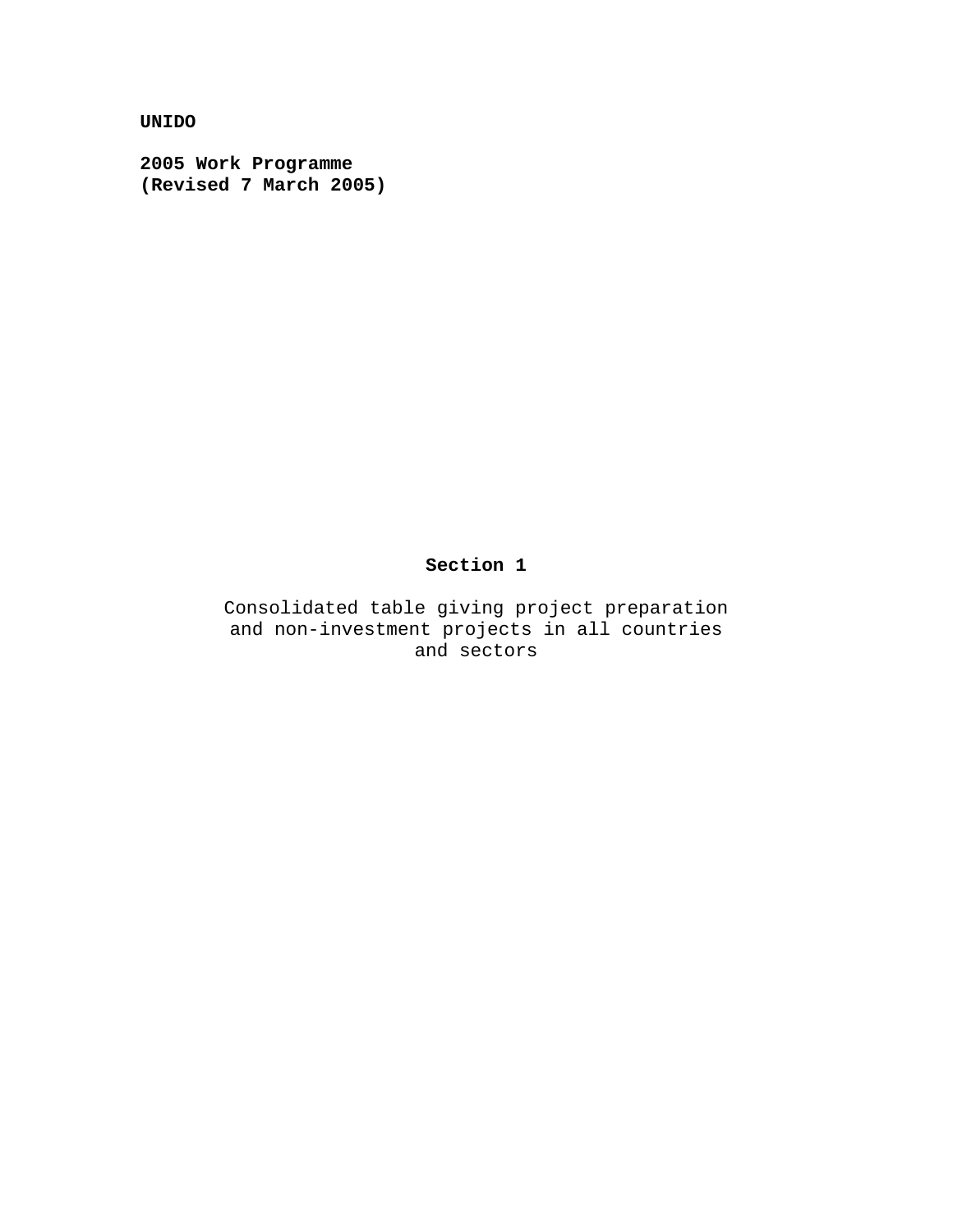**UNIDO**

**2005 Work Programme**
**(Revised 7 March 2005)**

## Section 1

Consolidated table giving project preparation and non-investment projects in all countries and sectors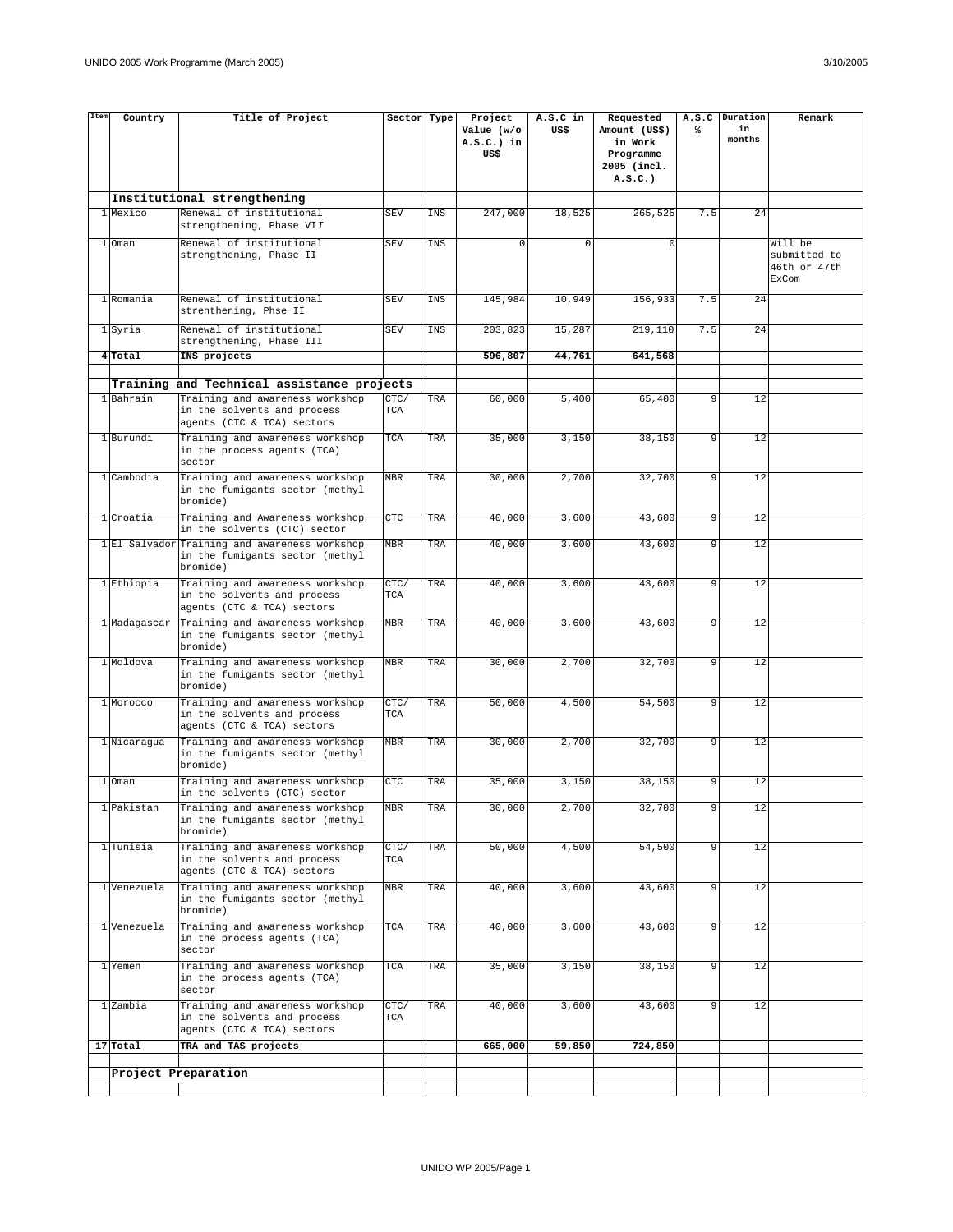| Item | Country | Title of Project | Sector | Type | Project Value (w/o A.S.C.) in US$ | A.S.C in US$ | Requested Amount (US$) in Work Programme 2005 (incl. A.S.C.) | A.S.C % | Duration in months | Remark |
|---|---|---|---|---|---|---|---|---|---|---|
| | **Institutional strengthening** | | | | | | | | | |
| 1 | Mexico | Renewal of institutional strengthening, Phase VII | SEV | INS | 247,000 | 18,525 | 265,525 | 7.5 | 24 | |
| 1 | Oman | Renewal of institutional strengthening, Phase II | SEV | INS | 0 | 0 | 0 | | | Will be submitted to 46th or 47th ExCom |
| 1 | Romania | Renewal of institutional strenthening, Phse II | SEV | INS | 145,984 | 10,949 | 156,933 | 7.5 | 24 | |
| 1 | Syria | Renewal of institutional strengthening, Phase III | SEV | INS | 203,823 | 15,287 | 219,110 | 7.5 | 24 | |
| **4** | **Total** | **INS projects** | | | **596,807** | **44,761** | **641,568** | | | |
| | | | | | | | | | | |
| | **Training and Technical assistance projects** | | | | | | | | | |
| 1 | Bahrain | Training and awareness workshop in the solvents and process agents (CTC & TCA) sectors | CTC/ TCA | TRA | 60,000 | 5,400 | 65,400 | 9 | 12 | |
| 1 | Burundi | Training and awareness workshop in the process agents (TCA) sector | TCA | TRA | 35,000 | 3,150 | 38,150 | 9 | 12 | |
| 1 | Cambodia | Training and awareness workshop in the fumigants sector (methyl bromide) | MBR | TRA | 30,000 | 2,700 | 32,700 | 9 | 12 | |
| 1 | Croatia | Training and Awareness workshop in the solvents (CTC) sector | CTC | TRA | 40,000 | 3,600 | 43,600 | 9 | 12 | |
| 1 | El Salvador | Training and awareness workshop in the fumigants sector (methyl bromide) | MBR | TRA | 40,000 | 3,600 | 43,600 | 9 | 12 | |
| 1 | Ethiopia | Training and awareness workshop in the solvents and process agents (CTC & TCA) sectors | CTC/ TCA | TRA | 40,000 | 3,600 | 43,600 | 9 | 12 | |
| 1 | Madagascar | Training and awareness workshop in the fumigants sector (methyl bromide) | MBR | TRA | 40,000 | 3,600 | 43,600 | 9 | 12 | |
| 1 | Moldova | Training and awareness workshop in the fumigants sector (methyl bromide) | MBR | TRA | 30,000 | 2,700 | 32,700 | 9 | 12 | |
| 1 | Morocco | Training and awareness workshop in the solvents and process agents (CTC & TCA) sectors | CTC/ TCA | TRA | 50,000 | 4,500 | 54,500 | 9 | 12 | |
| 1 | Nicaragua | Training and awareness workshop in the fumigants sector (methyl bromide) | MBR | TRA | 30,000 | 2,700 | 32,700 | 9 | 12 | |
| 1 | Oman | Training and awareness workshop in the solvents (CTC) sector | CTC | TRA | 35,000 | 3,150 | 38,150 | 9 | 12 | |
| 1 | Pakistan | Training and awareness workshop in the fumigants sector (methyl bromide) | MBR | TRA | 30,000 | 2,700 | 32,700 | 9 | 12 | |
| 1 | Tunisia | Training and awareness workshop in the solvents and process agents (CTC & TCA) sectors | CTC/ TCA | TRA | 50,000 | 4,500 | 54,500 | 9 | 12 | |
| 1 | Venezuela | Training and awareness workshop in the fumigants sector (methyl bromide) | MBR | TRA | 40,000 | 3,600 | 43,600 | 9 | 12 | |
| 1 | Venezuela | Training and awareness workshop in the process agents (TCA) sector | TCA | TRA | 40,000 | 3,600 | 43,600 | 9 | 12 | |
| 1 | Yemen | Training and awareness workshop in the process agents (TCA) sector | TCA | TRA | 35,000 | 3,150 | 38,150 | 9 | 12 | |
| 1 | Zambia | Training and awareness workshop in the solvents and process agents (CTC & TCA) sectors | CTC/ TCA | TRA | 40,000 | 3,600 | 43,600 | 9 | 12 | |
| **17** | **Total** | **TRA and TAS projects** | | | **665,000** | **59,850** | **724,850** | | | |
| | | | | | | | | | | |
| | **Project Preparation** | | | | | | | | | |
| | | | | | | | | | | |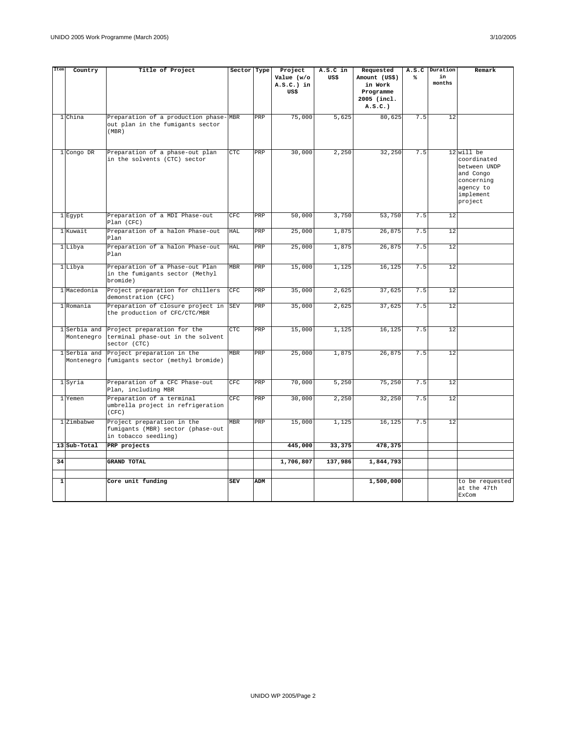| Item | Country | Title of Project | Sector | Type | Project Value (w/o A.S.C.) in US$ | A.S.C in US$ | Requested Amount (US$) in Work Programme 2005 (incl. A.S.C.) | A.S.C % | Duration in months | Remark |
|---|---|---|---|---|---|---|---|---|---|---|
| 1 | China | Preparation of a production phase-out plan in the fumigants sector (MBR) | MBR | PRP | 75,000 | 5,625 | 80,625 | 7.5 | 12 | |
| 1 | Congo DR | Preparation of a phase-out plan in the solvents (CTC) sector | CTC | PRP | 30,000 | 2,250 | 32,250 | 7.5 | 12 | will be coordinated between UNDP and Congo concerning agency to implement project |
| 1 | Egypt | Preparation of a MDI Phase-out Plan (CFC) | CFC | PRP | 50,000 | 3,750 | 53,750 | 7.5 | 12 | |
| 1 | Kuwait | Preparation of a halon Phase-out Plan | HAL | PRP | 25,000 | 1,875 | 26,875 | 7.5 | 12 | |
| 1 | Libya | Preparation of a halon Phase-out Plan | HAL | PRP | 25,000 | 1,875 | 26,875 | 7.5 | 12 | |
| 1 | Libya | Preparation of a Phase-out Plan in the fumigants sector (Methyl bromide) | MBR | PRP | 15,000 | 1,125 | 16,125 | 7.5 | 12 | |
| 1 | Macedonia | Project preparation for chillers demonstration (CFC) | CFC | PRP | 35,000 | 2,625 | 37,625 | 7.5 | 12 | |
| 1 | Romania | Preparation of closure project in the production of CFC/CTC/MBR | SEV | PRP | 35,000 | 2,625 | 37,625 | 7.5 | 12 | |
| 1 | Serbia and Montenegro | Project preparation for the terminal phase-out in the solvent sector (CTC) | CTC | PRP | 15,000 | 1,125 | 16,125 | 7.5 | 12 | |
| 1 | Serbia and Montenegro | Project preparation in the fumigants sector (methyl bromide) | MBR | PRP | 25,000 | 1,875 | 26,875 | 7.5 | 12 | |
| 1 | Syria | Preparation of a CFC Phase-out Plan, including MBR | CFC | PRP | 70,000 | 5,250 | 75,250 | 7.5 | 12 | |
| 1 | Yemen | Preparation of a terminal umbrella project in refrigeration (CFC) | CFC | PRP | 30,000 | 2,250 | 32,250 | 7.5 | 12 | |
| 1 | Zimbabwe | Project preparation in the fumigants (MBR) sector (phase-out in tobacco seedling) | MBR | PRP | 15,000 | 1,125 | 16,125 | 7.5 | 12 | |
| **13** | **Sub-Total** | **PRP projects** | | | **445,000** | **33,375** | **478,375** | | | |
| **34** | | **GRAND TOTAL** | | | **1,706,807** | **137,986** | **1,844,793** | | | |
| **1** | | **Core unit funding** | **SEV** | **ADM** | | | **1,500,000** | | | to be requested at the 47th ExCom |